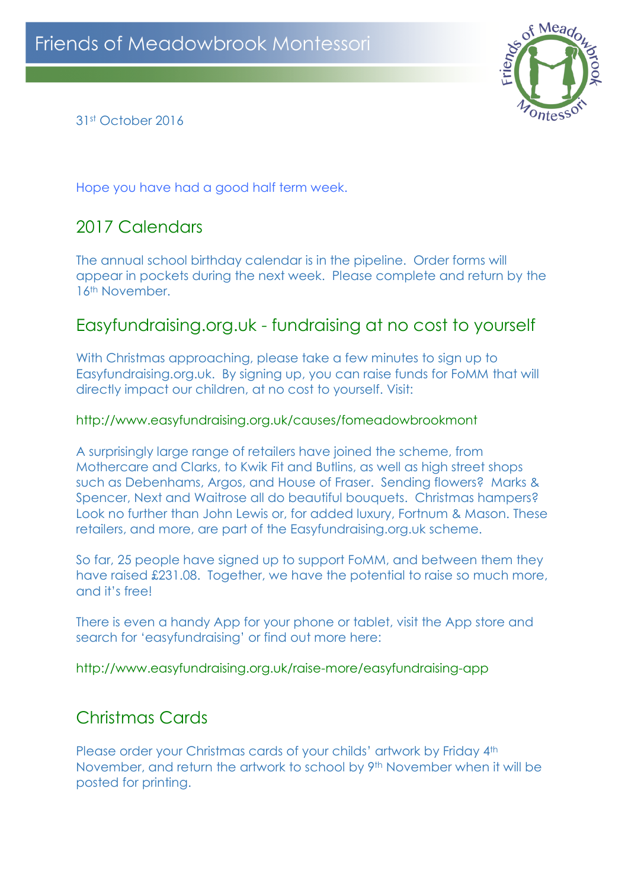# Friends of Meadowbrook Montessori

31st October 2016

Hope you have had a good half term week.

## 2017 Calendars

The annual school birthday calendar is in the pipeline. Order forms will appear in pockets during the next week. Please complete and return by the 16th November.

## Easyfundraising.org.uk - fundraising at no cost to yourself

With Christmas approaching, please take a few minutes to sign up to Easyfundraising.org.uk. By signing up, you can raise funds for FoMM that will directly impact our children, at no cost to yourself. Visit:

http://www.easyfundraising.org.uk/causes/fomeadowbrookmont

A surprisingly large range of retailers have joined the scheme, from Mothercare and Clarks, to Kwik Fit and Butlins, as well as high street shops such as Debenhams, Argos, and House of Fraser. Sending flowers? Marks & Spencer, Next and Waitrose all do beautiful bouquets. Christmas hampers? Look no further than John Lewis or, for added luxury, Fortnum & Mason. These retailers, and more, are part of the Easyfundraising.org.uk scheme.

So far, 25 people have signed up to support FoMM, and between them they have raised £231.08. Together, we have the potential to raise so much more, and it's free!

There is even a handy App for your phone or tablet, visit the App store and search for 'easyfundraising' or find out more here:

http://www.easyfundraising.org.uk/raise-more/easyfundraising-app

## Christmas Cards

Please order your Christmas cards of your childs' artwork by Friday 4th November, and return the artwork to school by 9th November when it will be posted for printing.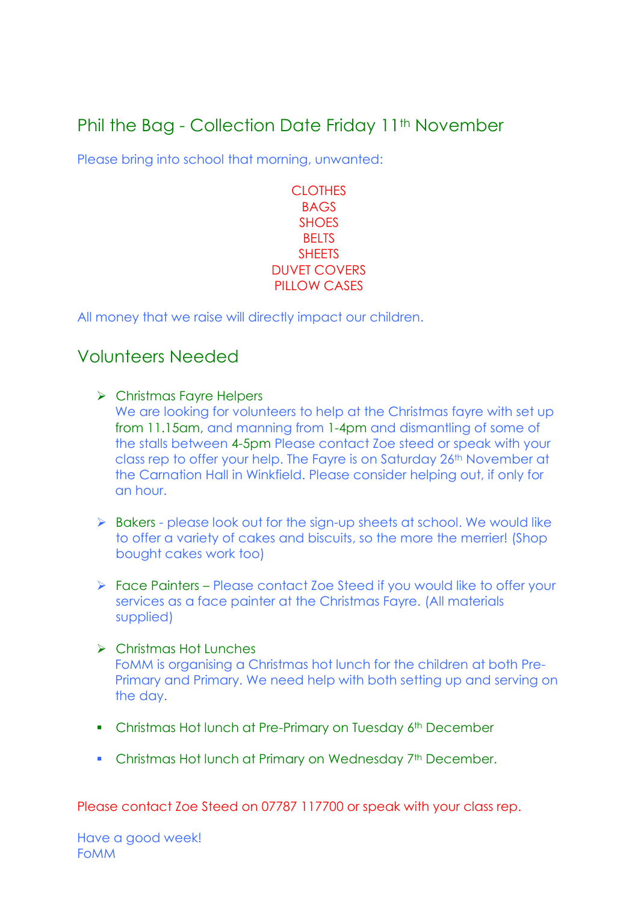## Phil the Bag - Collection Date Friday 11th November

Please bring into school that morning, unwanted:

CLOTHES
BAGS
SHOES
BELTS
SHEETS
DUVET COVERS
PILLOW CASES

All money that we raise will directly impact our children.

## Volunteers Needed

- Christmas Fayre Helpers
  We are looking for volunteers to help at the Christmas fayre with set up from 11.15am, and manning from 1-4pm and dismantling of some of the stalls between 4-5pm Please contact Zoe steed or speak with your class rep to offer your help. The Fayre is on Saturday 26th November at the Carnation Hall in Winkfield. Please consider helping out, if only for an hour.

- Bakers - please look out for the sign-up sheets at school. We would like to offer a variety of cakes and biscuits, so the more the merrier! (Shop bought cakes work too)

- Face Painters – Please contact Zoe Steed if you would like to offer your services as a face painter at the Christmas Fayre. (All materials supplied)

- Christmas Hot Lunches
  FoMM is organising a Christmas hot lunch for the children at both Pre-Primary and Primary. We need help with both setting up and serving on the day.

- Christmas Hot lunch at Pre-Primary on Tuesday 6th December

- Christmas Hot lunch at Primary on Wednesday 7th December.

Please contact Zoe Steed on 07787 117700 or speak with your class rep.

Have a good week!
FoMM